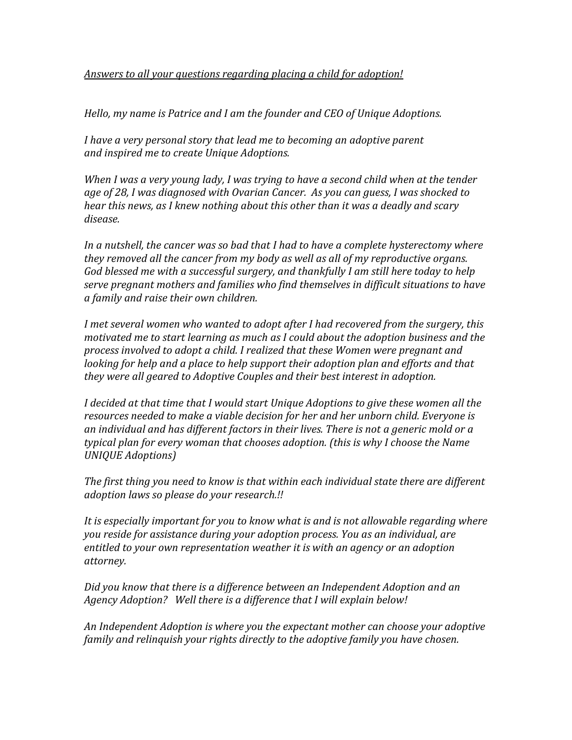*Answers to all your questions regarding placing a child for adoption!*

*Hello, my name is Patrice and I am the founder and CEO of Unique Adoptions.*

*I have a very personal story that lead me to becoming an adoptive parent and inspired me to create Unique Adoptions.*

*When I was a very young lady, I was trying to have a second child when at the tender age of 28, I was diagnosed with Ovarian Cancer. As you can guess, I was shocked to hear this news, as I knew nothing about this other than it was a deadly and scary disease.*

*In a nutshell, the cancer was so bad that I had to have a complete hysterectomy where they removed all the cancer from my body as well as all of my reproductive organs. God blessed me with a successful surgery, and thankfully I am still here today to help serve pregnant mothers and families who find themselves in difficult situations to have a family and raise their own children.*

*I met several women who wanted to adopt after I had recovered from the surgery, this motivated me to start learning as much as I could about the adoption business and the process involved to adopt a child. I realized that these Women were pregnant and looking for help and a place to help support their adoption plan and efforts and that they were all geared to Adoptive Couples and their best interest in adoption.*

*I decided at that time that I would start Unique Adoptions to give these women all the resources needed to make a viable decision for her and her unborn child. Everyone is an individual and has different factors in their lives. There is not a generic mold or a typical plan for every woman that chooses adoption. (this is why I choose the Name UNIQUE Adoptions)*

*The first thing you need to know is that within each individual state there are different adoption laws so please do your research.!!*

*It is especially important for you to know what is and is not allowable regarding where you reside for assistance during your adoption process. You as an individual, are entitled to your own representation weather it is with an agency or an adoption attorney.*

*Did you know that there is a difference between an Independent Adoption and an Agency Adoption? Well there is a difference that I will explain below!*

*An Independent Adoption is where you the expectant mother can choose your adoptive family and relinquish your rights directly to the adoptive family you have chosen.*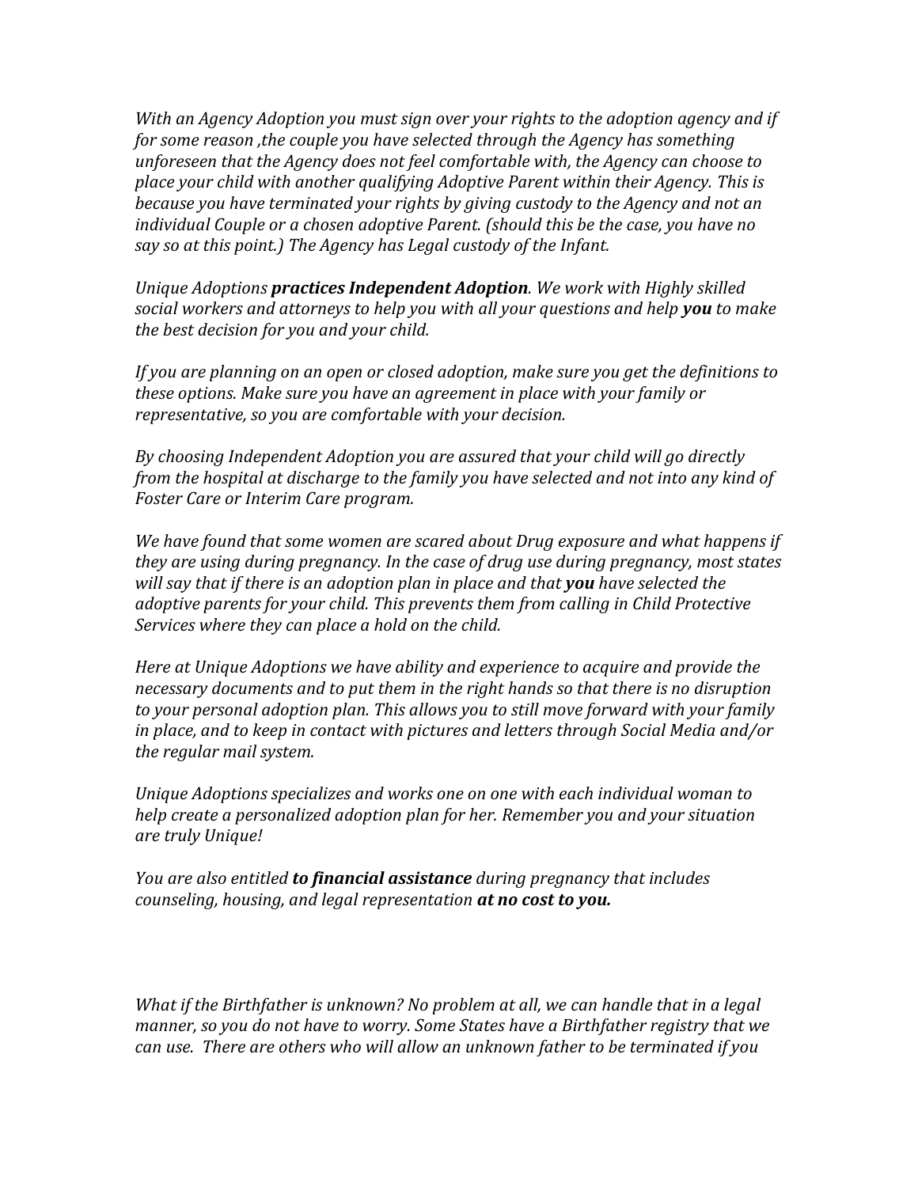*With an Agency Adoption you must sign over your rights to the adoption agency and if for some reason ,the couple you have selected through the Agency has something unforeseen that the Agency does not feel comfortable with, the Agency can choose to place your child with another qualifying Adoptive Parent within their Agency. This is because you have terminated your rights by giving custody to the Agency and not an individual Couple or a chosen adoptive Parent. (should this be the case, you have no say so at this point.) The Agency has Legal custody of the Infant.*

*Unique Adoptions **practices Independent Adoption**. We work with Highly skilled social workers and attorneys to help you with all your questions and help **you** to make the best decision for you and your child.*

*If you are planning on an open or closed adoption, make sure you get the definitions to these options. Make sure you have an agreement in place with your family or representative, so you are comfortable with your decision.*

*By choosing Independent Adoption you are assured that your child will go directly from the hospital at discharge to the family you have selected and not into any kind of Foster Care or Interim Care program.*

*We have found that some women are scared about Drug exposure and what happens if they are using during pregnancy. In the case of drug use during pregnancy, most states will say that if there is an adoption plan in place and that **you** have selected the adoptive parents for your child. This prevents them from calling in Child Protective Services where they can place a hold on the child.*

*Here at Unique Adoptions we have ability and experience to acquire and provide the necessary documents and to put them in the right hands so that there is no disruption to your personal adoption plan. This allows you to still move forward with your family in place, and to keep in contact with pictures and letters through Social Media and/or the regular mail system.*

*Unique Adoptions specializes and works one on one with each individual woman to help create a personalized adoption plan for her. Remember you and your situation are truly Unique!*

*You are also entitled **to financial assistance** during pregnancy that includes counseling, housing, and legal representation **at no cost to you.***

*What if the Birthfather is unknown? No problem at all, we can handle that in a legal manner, so you do not have to worry. Some States have a Birthfather registry that we can use. There are others who will allow an unknown father to be terminated if you*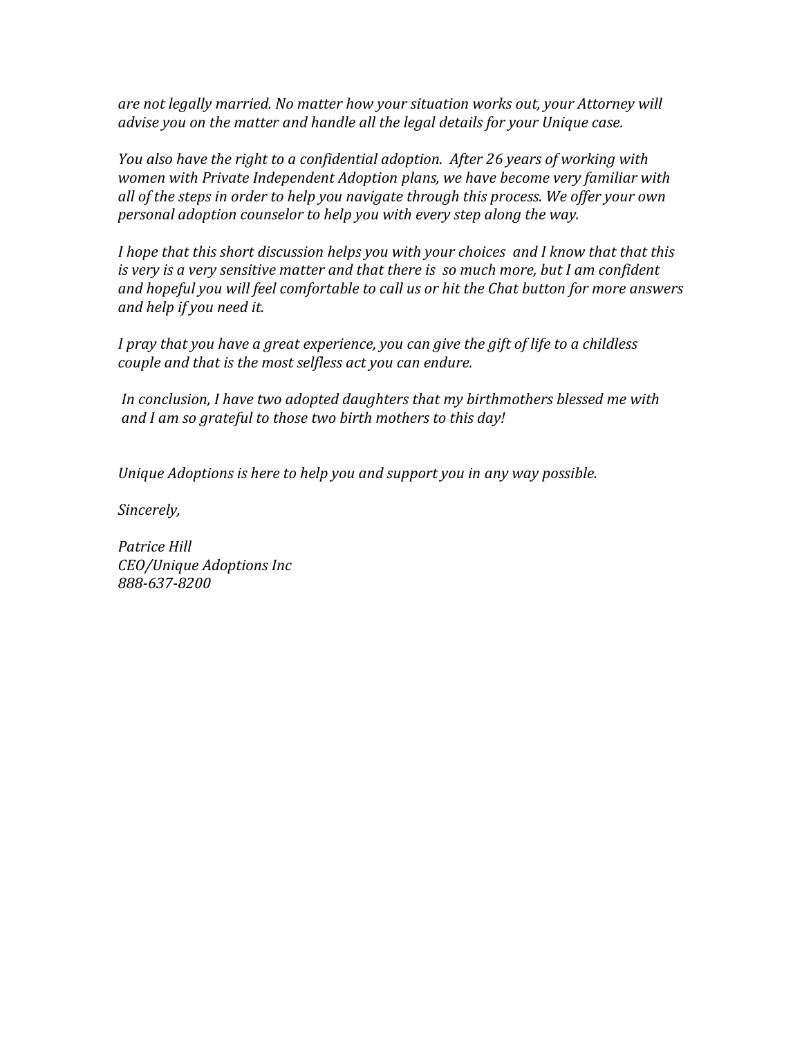*are not legally married. No matter how your situation works out, your Attorney will advise you on the matter and handle all the legal details for your Unique case.*

*You also have the right to a confidential adoption. After 26 years of working with women with Private Independent Adoption plans, we have become very familiar with all of the steps in order to help you navigate through this process. We offer your own personal adoption counselor to help you with every step along the way.*

*I hope that this short discussion helps you with your choices and I know that that this is very is a very sensitive matter and that there is so much more, but I am confident and hopeful you will feel comfortable to call us or hit the Chat button for more answers and help if you need it.*

*I pray that you have a great experience, you can give the gift of life to a childless couple and that is the most selfless act you can endure.*

*In conclusion, I have two adopted daughters that my birthmothers blessed me with and I am so grateful to those two birth mothers to this day!*

*Unique Adoptions is here to help you and support you in any way possible.*

*Sincerely,*

*Patrice Hill*
*CEO/Unique Adoptions Inc*
*888-637-8200*